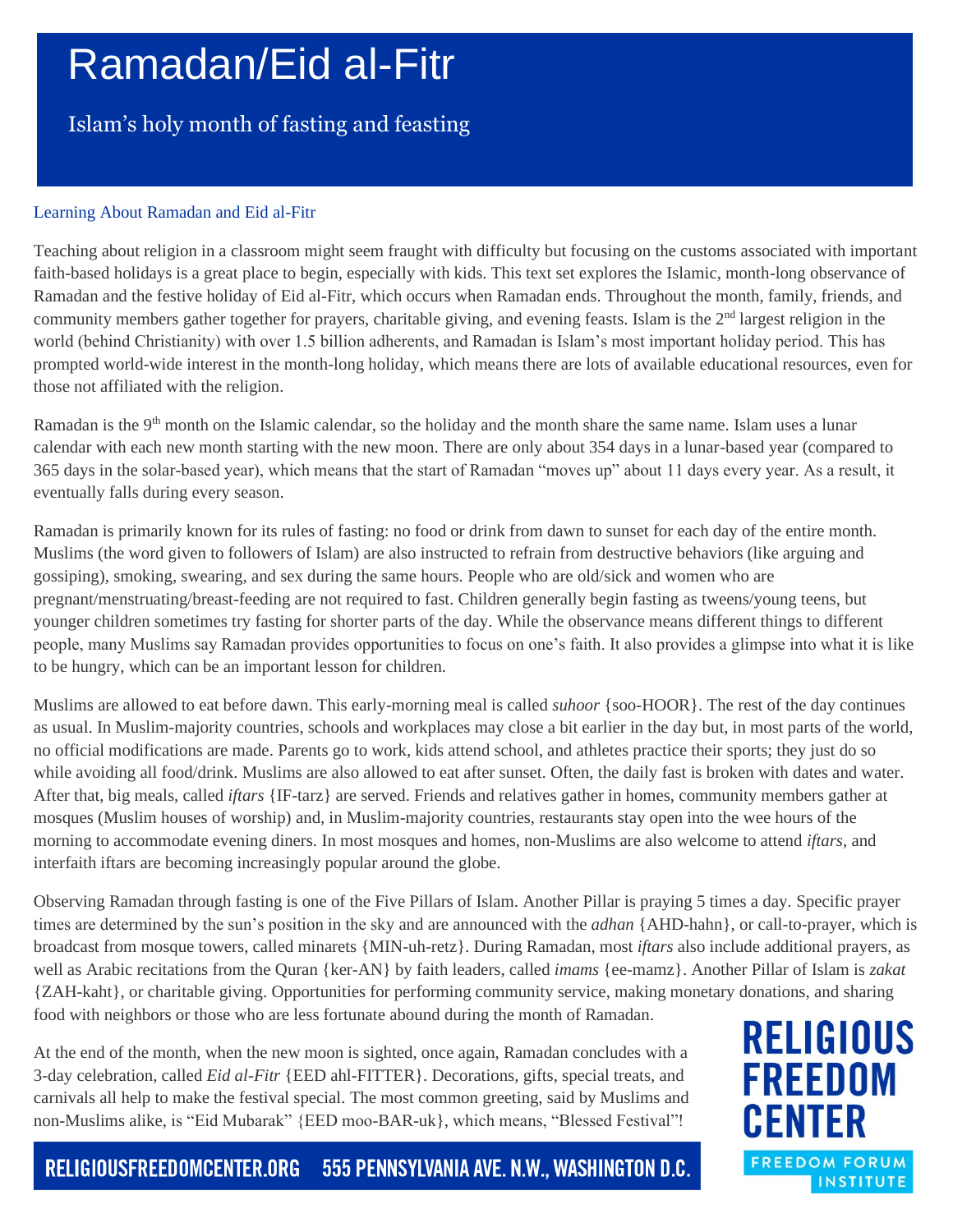# Ramadan/Eid al-Fitr

Islam's holy month of fasting and feasting

## Learning About Ramadan and Eid al-Fitr

Teaching about religion in a classroom might seem fraught with difficulty but focusing on the customs associated with important faith-based holidays is a great place to begin, especially with kids. This text set explores the Islamic, month-long observance of Ramadan and the festive holiday of Eid al-Fitr, which occurs when Ramadan ends. Throughout the month, family, friends, and community members gather together for prayers, charitable giving, and evening feasts. Islam is the 2nd largest religion in the world (behind Christianity) with over 1.5 billion adherents, and Ramadan is Islam's most important holiday period. This has prompted world-wide interest in the month-long holiday, which means there are lots of available educational resources, even for those not affiliated with the religion.

Ramadan is the 9th month on the Islamic calendar, so the holiday and the month share the same name. Islam uses a lunar calendar with each new month starting with the new moon. There are only about 354 days in a lunar-based year (compared to 365 days in the solar-based year), which means that the start of Ramadan "moves up" about 11 days every year. As a result, it eventually falls during every season.

Ramadan is primarily known for its rules of fasting: no food or drink from dawn to sunset for each day of the entire month. Muslims (the word given to followers of Islam) are also instructed to refrain from destructive behaviors (like arguing and gossiping), smoking, swearing, and sex during the same hours. People who are old/sick and women who are pregnant/menstruating/breast-feeding are not required to fast. Children generally begin fasting as tweens/young teens, but younger children sometimes try fasting for shorter parts of the day. While the observance means different things to different people, many Muslims say Ramadan provides opportunities to focus on one's faith. It also provides a glimpse into what it is like to be hungry, which can be an important lesson for children.

Muslims are allowed to eat before dawn. This early-morning meal is called *suhoor* {soo-HOOR}. The rest of the day continues as usual. In Muslim-majority countries, schools and workplaces may close a bit earlier in the day but, in most parts of the world, no official modifications are made. Parents go to work, kids attend school, and athletes practice their sports; they just do so while avoiding all food/drink. Muslims are also allowed to eat after sunset. Often, the daily fast is broken with dates and water. After that, big meals, called *iftars* {IF-tarz} are served. Friends and relatives gather in homes, community members gather at mosques (Muslim houses of worship) and, in Muslim-majority countries, restaurants stay open into the wee hours of the morning to accommodate evening diners. In most mosques and homes, non-Muslims are also welcome to attend *iftars*, and interfaith iftars are becoming increasingly popular around the globe.

Observing Ramadan through fasting is one of the Five Pillars of Islam. Another Pillar is praying 5 times a day. Specific prayer times are determined by the sun's position in the sky and are announced with the *adhan* {AHD-hahn}, or call-to-prayer, which is broadcast from mosque towers, called minarets {MIN-uh-retz}. During Ramadan, most *iftars* also include additional prayers, as well as Arabic recitations from the Quran {ker-AN} by faith leaders, called *imams* {ee-mamz}. Another Pillar of Islam is *zakat* {ZAH-kaht}, or charitable giving. Opportunities for performing community service, making monetary donations, and sharing food with neighbors or those who are less fortunate abound during the month of Ramadan.

At the end of the month, when the new moon is sighted, once again, Ramadan concludes with a 3-day celebration, called *Eid al-Fitr* {EED ahl-FITTER}. Decorations, gifts, special treats, and carnivals all help to make the festival special. The most common greeting, said by Muslims and non-Muslims alike, is "Eid Mubarak" {EED moo-BAR-uk}, which means, "Blessed Festival"!

RELIGIOUSFREEDOMCENTER.ORG 555 PENNSYLVANIA AVE. N.W., WASHINGTON D.C.

RELIGIOUS FREEDOM CENTER
FREEDOM FORUM INSTITUTE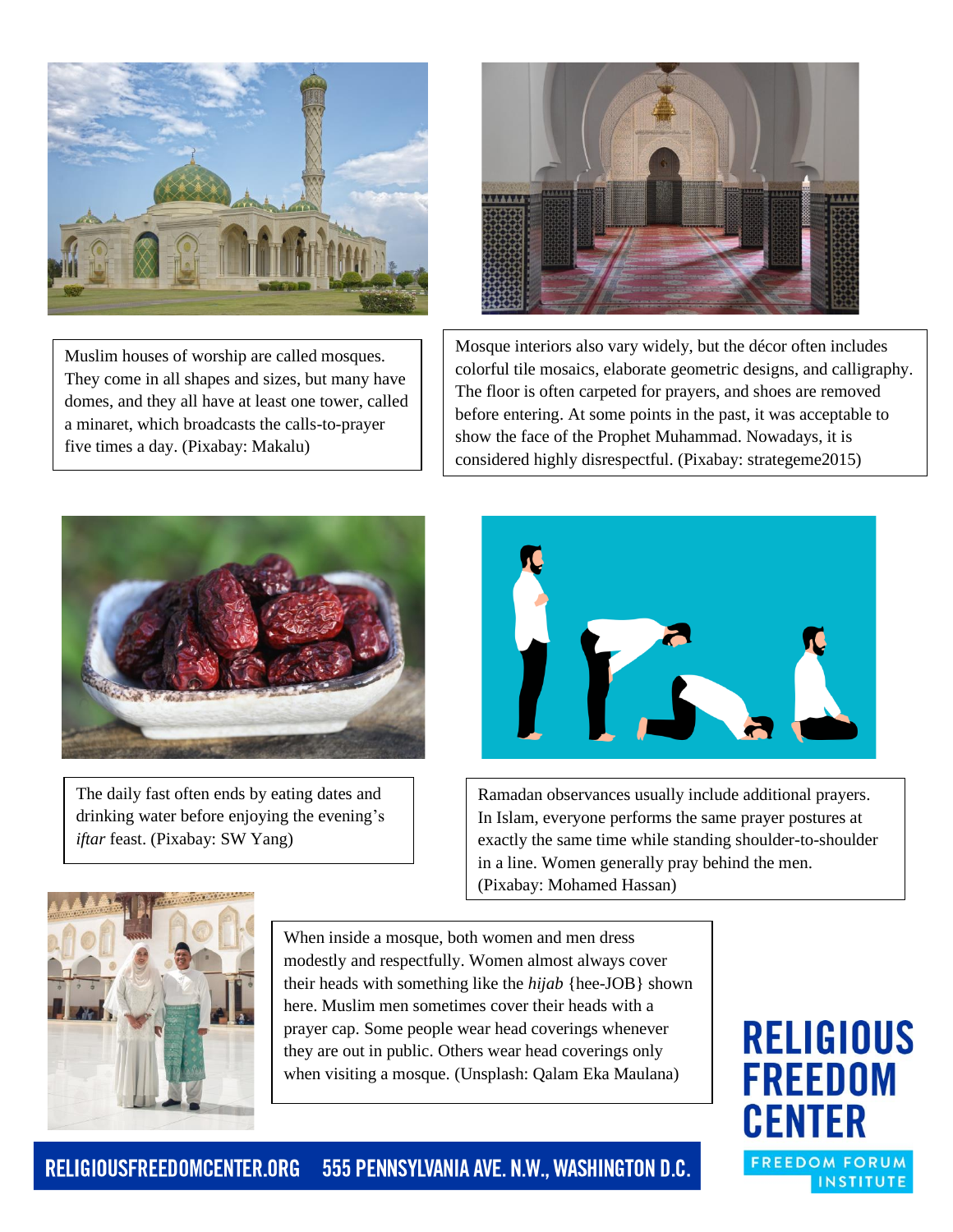Muslim houses of worship are called mosques. They come in all shapes and sizes, but many have domes, and they all have at least one tower, called a minaret, which broadcasts the calls-to-prayer five times a day. (Pixabay: Makalu)

Mosque interiors also vary widely, but the décor often includes colorful tile mosaics, elaborate geometric designs, and calligraphy. The floor is often carpeted for prayers, and shoes are removed before entering. At some points in the past, it was acceptable to show the face of the Prophet Muhammad. Nowadays, it is considered highly disrespectful. (Pixabay: strategeme2015)

The daily fast often ends by eating dates and drinking water before enjoying the evening's *iftar* feast. (Pixabay: SW Yang)

Ramadan observances usually include additional prayers. In Islam, everyone performs the same prayer postures at exactly the same time while standing shoulder-to-shoulder in a line. Women generally pray behind the men. (Pixabay: Mohamed Hassan)

When inside a mosque, both women and men dress modestly and respectfully. Women almost always cover their heads with something like the *hijab* {hee-JOB} shown here. Muslim men sometimes cover their heads with a prayer cap. Some people wear head coverings whenever they are out in public. Others wear head coverings only when visiting a mosque. (Unsplash: Qalam Eka Maulana)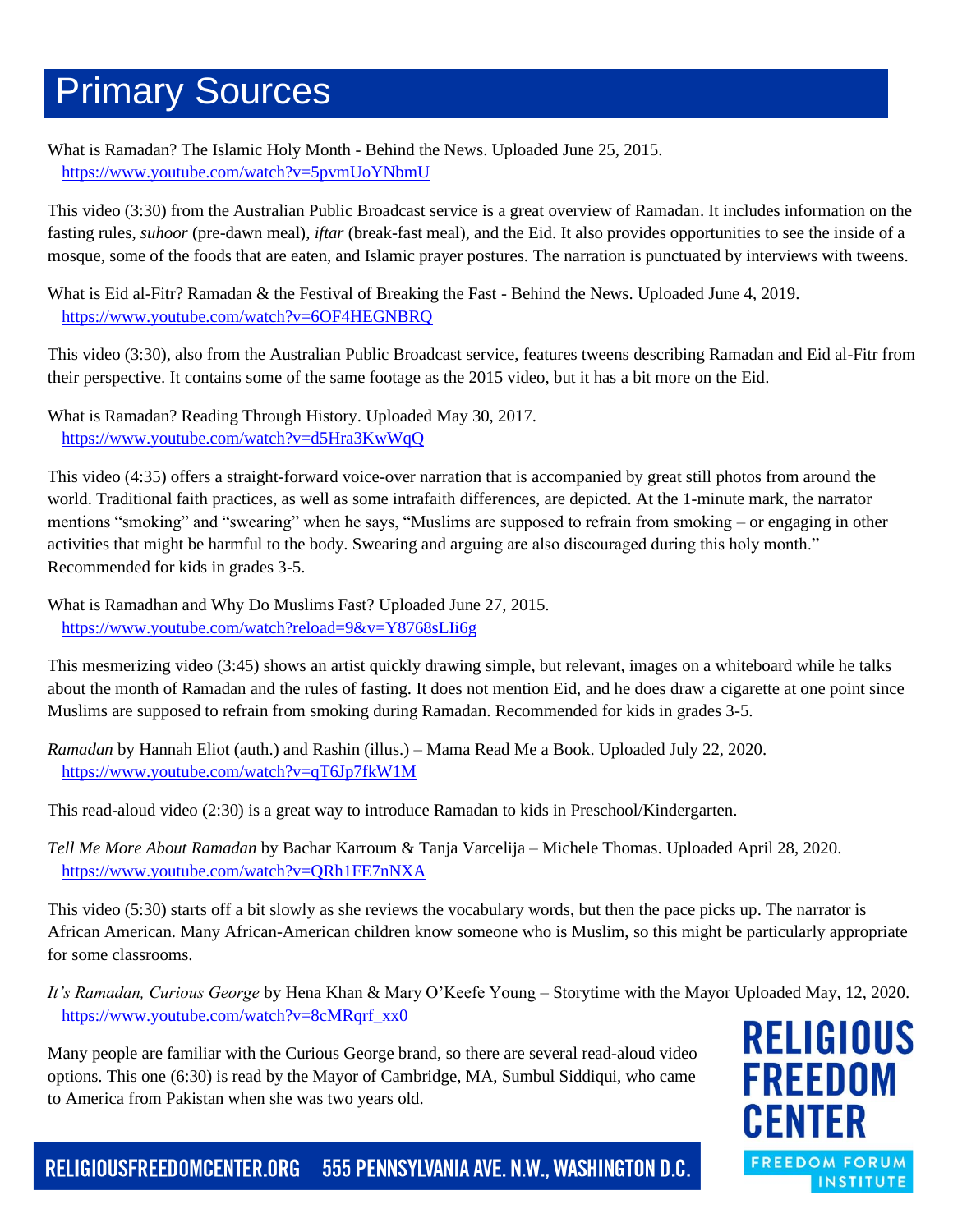# Primary Sources

What is Ramadan? The Islamic Holy Month - Behind the News. Uploaded June 25, 2015.
https://www.youtube.com/watch?v=5pvmUoYNbmU

This video (3:30) from the Australian Public Broadcast service is a great overview of Ramadan. It includes information on the fasting rules, *suhoor* (pre-dawn meal), *iftar* (break-fast meal), and the Eid. It also provides opportunities to see the inside of a mosque, some of the foods that are eaten, and Islamic prayer postures. The narration is punctuated by interviews with tweens.

What is Eid al-Fitr? Ramadan & the Festival of Breaking the Fast - Behind the News. Uploaded June 4, 2019.
https://www.youtube.com/watch?v=6OF4HEGNBRQ

This video (3:30), also from the Australian Public Broadcast service, features tweens describing Ramadan and Eid al-Fitr from their perspective. It contains some of the same footage as the 2015 video, but it has a bit more on the Eid.

What is Ramadan? Reading Through History. Uploaded May 30, 2017.
https://www.youtube.com/watch?v=d5Hra3KwWqQ

This video (4:35) offers a straight-forward voice-over narration that is accompanied by great still photos from around the world. Traditional faith practices, as well as some intrafaith differences, are depicted. At the 1-minute mark, the narrator mentions "smoking" and "swearing" when he says, "Muslims are supposed to refrain from smoking – or engaging in other activities that might be harmful to the body. Swearing and arguing are also discouraged during this holy month." Recommended for kids in grades 3-5.

What is Ramadhan and Why Do Muslims Fast? Uploaded June 27, 2015.
https://www.youtube.com/watch?reload=9&v=Y8768sLIi6g

This mesmerizing video (3:45) shows an artist quickly drawing simple, but relevant, images on a whiteboard while he talks about the month of Ramadan and the rules of fasting. It does not mention Eid, and he does draw a cigarette at one point since Muslims are supposed to refrain from smoking during Ramadan. Recommended for kids in grades 3-5.

*Ramadan* by Hannah Eliot (auth.) and Rashin (illus.) – Mama Read Me a Book. Uploaded July 22, 2020.
https://www.youtube.com/watch?v=qT6Jp7fkW1M

This read-aloud video (2:30) is a great way to introduce Ramadan to kids in Preschool/Kindergarten.

*Tell Me More About Ramadan* by Bachar Karroum & Tanja Varcelija – Michele Thomas. Uploaded April 28, 2020.
https://www.youtube.com/watch?v=QRh1FE7nNXA

This video (5:30) starts off a bit slowly as she reviews the vocabulary words, but then the pace picks up. The narrator is African American. Many African-American children know someone who is Muslim, so this might be particularly appropriate for some classrooms.

*It's Ramadan, Curious George* by Hena Khan & Mary O'Keefe Young – Storytime with the Mayor Uploaded May, 12, 2020.
https://www.youtube.com/watch?v=8cMRqrf_xx0

Many people are familiar with the Curious George brand, so there are several read-aloud video options. This one (6:30) is read by the Mayor of Cambridge, MA, Sumbul Siddiqui, who came to America from Pakistan when she was two years old.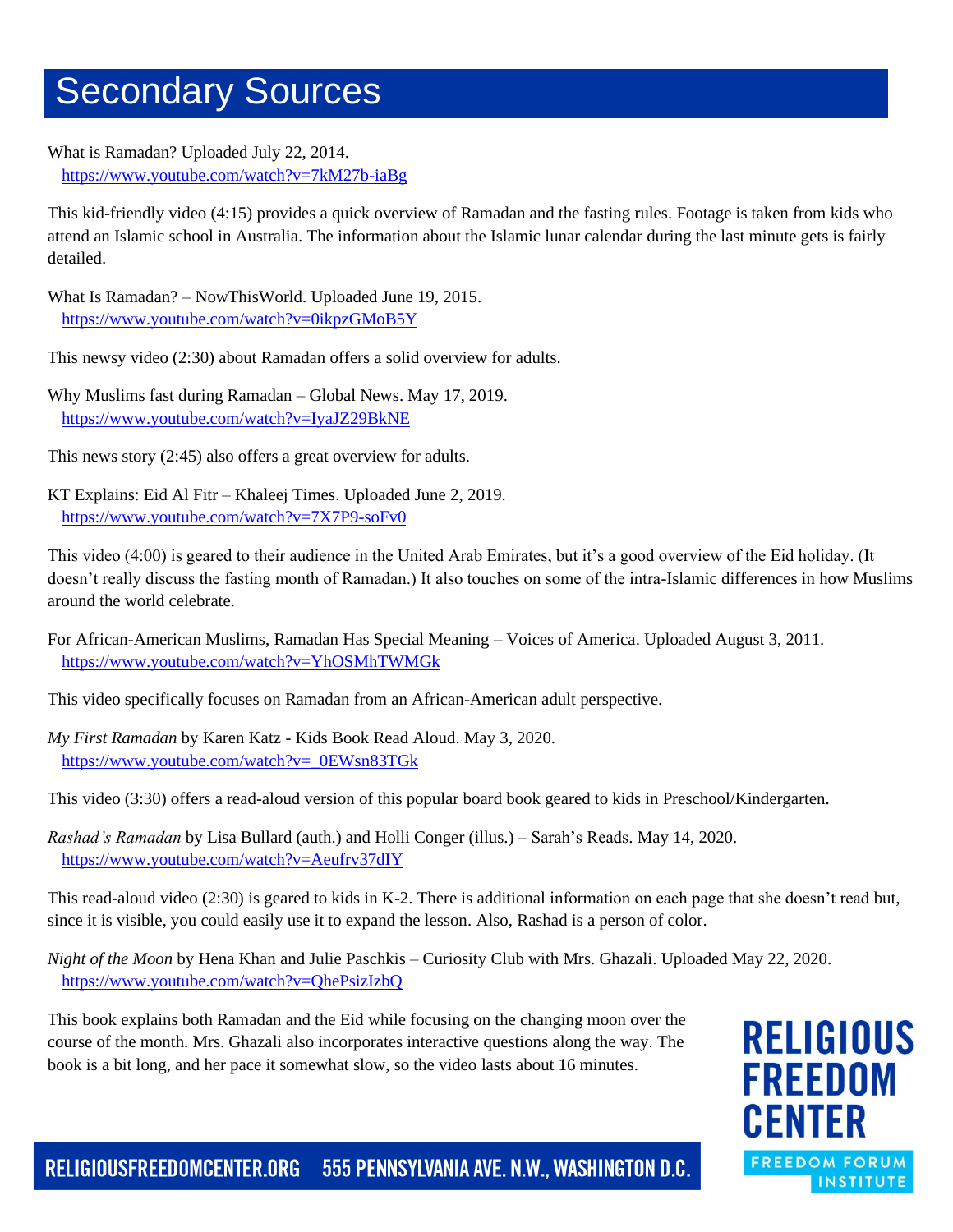# Secondary Sources

What is Ramadan? Uploaded July 22, 2014.
https://www.youtube.com/watch?v=7kM27b-iaBg

This kid-friendly video (4:15) provides a quick overview of Ramadan and the fasting rules. Footage is taken from kids who attend an Islamic school in Australia. The information about the Islamic lunar calendar during the last minute gets is fairly detailed.

What Is Ramadan? – NowThisWorld. Uploaded June 19, 2015.
https://www.youtube.com/watch?v=0ikpzGMoB5Y

This newsy video (2:30) about Ramadan offers a solid overview for adults.

Why Muslims fast during Ramadan – Global News. May 17, 2019.
https://www.youtube.com/watch?v=IyaJZ29BkNE

This news story (2:45) also offers a great overview for adults.

KT Explains: Eid Al Fitr – Khaleej Times. Uploaded June 2, 2019.
https://www.youtube.com/watch?v=7X7P9-soFv0

This video (4:00) is geared to their audience in the United Arab Emirates, but it's a good overview of the Eid holiday. (It doesn't really discuss the fasting month of Ramadan.) It also touches on some of the intra-Islamic differences in how Muslims around the world celebrate.

For African-American Muslims, Ramadan Has Special Meaning – Voices of America. Uploaded August 3, 2011.
https://www.youtube.com/watch?v=YhOSMhTWMGk

This video specifically focuses on Ramadan from an African-American adult perspective.

*My First Ramadan* by Karen Katz - Kids Book Read Aloud. May 3, 2020.
https://www.youtube.com/watch?v=_0EWsn83TGk

This video (3:30) offers a read-aloud version of this popular board book geared to kids in Preschool/Kindergarten.

*Rashad's Ramadan* by Lisa Bullard (auth.) and Holli Conger (illus.) – Sarah's Reads. May 14, 2020.
https://www.youtube.com/watch?v=Aeufrv37dIY

This read-aloud video (2:30) is geared to kids in K-2. There is additional information on each page that she doesn't read but, since it is visible, you could easily use it to expand the lesson. Also, Rashad is a person of color.

*Night of the Moon* by Hena Khan and Julie Paschkis – Curiosity Club with Mrs. Ghazali. Uploaded May 22, 2020.
https://www.youtube.com/watch?v=QhePsizIzbQ

This book explains both Ramadan and the Eid while focusing on the changing moon over the course of the month. Mrs. Ghazali also incorporates interactive questions along the way. The book is a bit long, and her pace it somewhat slow, so the video lasts about 16 minutes.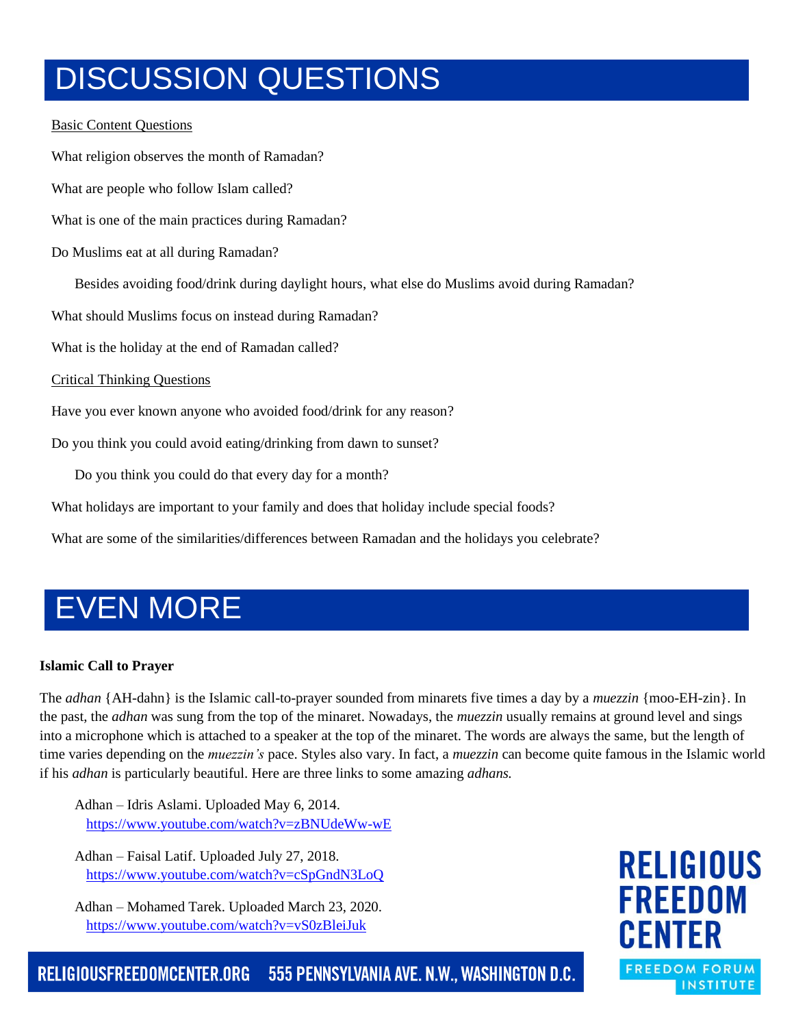# DISCUSSION QUESTIONS

Basic Content Questions

What religion observes the month of Ramadan?

What are people who follow Islam called?

What is one of the main practices during Ramadan?

Do Muslims eat at all during Ramadan?

 Besides avoiding food/drink during daylight hours, what else do Muslims avoid during Ramadan?

What should Muslims focus on instead during Ramadan?

What is the holiday at the end of Ramadan called?

Critical Thinking Questions

Have you ever known anyone who avoided food/drink for any reason?

Do you think you could avoid eating/drinking from dawn to sunset?

 Do you think you could do that every day for a month?

What holidays are important to your family and does that holiday include special foods?

What are some of the similarities/differences between Ramadan and the holidays you celebrate?

# EVEN MORE

**Islamic Call to Prayer**

The *adhan* {AH-dahn} is the Islamic call-to-prayer sounded from minarets five times a day by a *muezzin* {moo-EH-zin}. In the past, the *adhan* was sung from the top of the minaret. Nowadays, the *muezzin* usually remains at ground level and sings into a microphone which is attached to a speaker at the top of the minaret. The words are always the same, but the length of time varies depending on the *muezzin's* pace. Styles also vary. In fact, a *muezzin* can become quite famous in the Islamic world if his *adhan* is particularly beautiful. Here are three links to some amazing *adhans.*

Adhan – Idris Aslami. Uploaded May 6, 2014.
https://www.youtube.com/watch?v=zBNUdeWw-wE

Adhan – Faisal Latif. Uploaded July 27, 2018.
https://www.youtube.com/watch?v=cSpGndN3LoQ

Adhan – Mohamed Tarek. Uploaded March 23, 2020.
https://www.youtube.com/watch?v=vS0zBleiJuk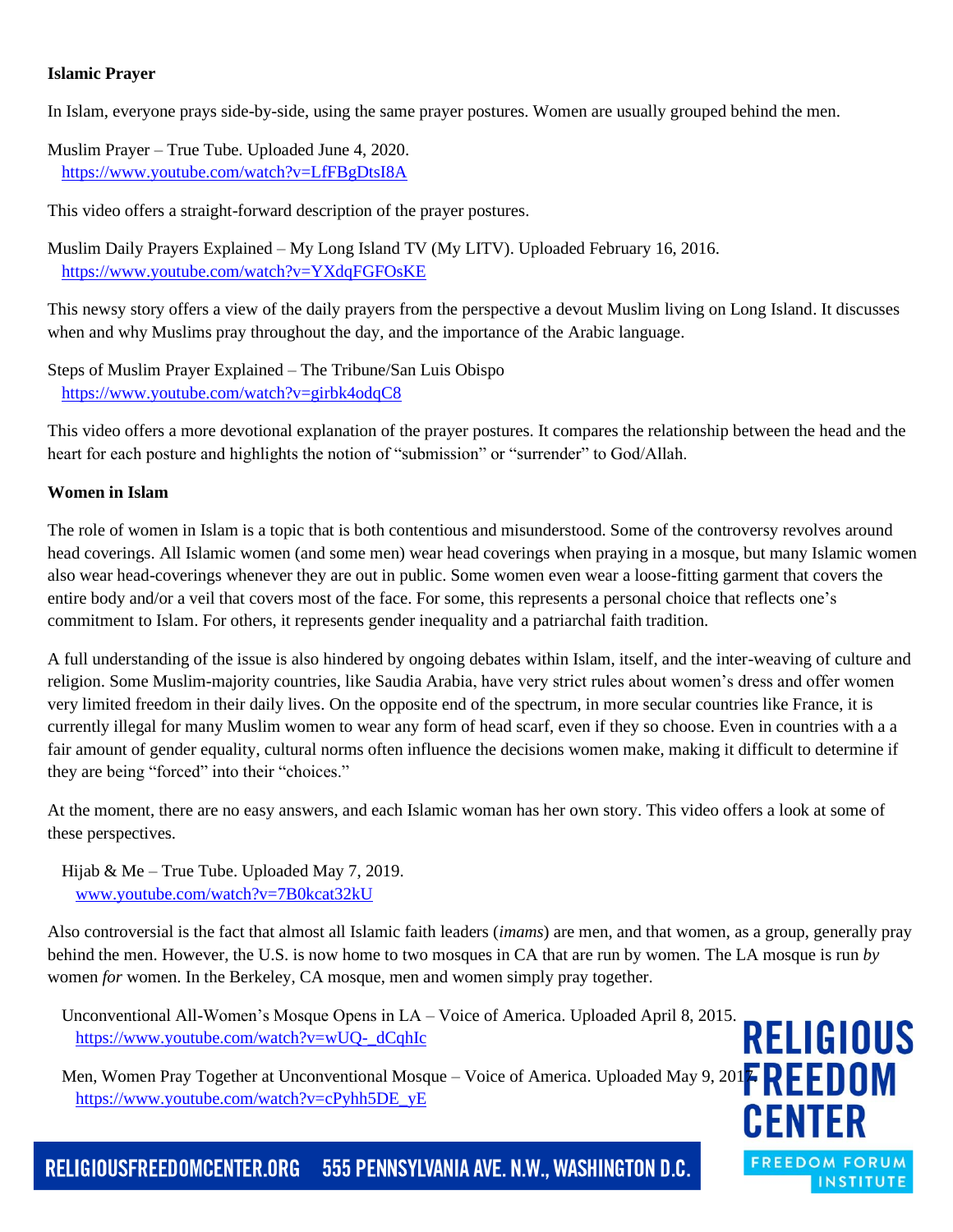**Islamic Prayer**

In Islam, everyone prays side-by-side, using the same prayer postures. Women are usually grouped behind the men.

Muslim Prayer – True Tube. Uploaded June 4, 2020.
https://www.youtube.com/watch?v=LfFBgDtsI8A

This video offers a straight-forward description of the prayer postures.

Muslim Daily Prayers Explained – My Long Island TV (My LITV). Uploaded February 16, 2016.
https://www.youtube.com/watch?v=YXdqFGFOsKE

This newsy story offers a view of the daily prayers from the perspective a devout Muslim living on Long Island. It discusses when and why Muslims pray throughout the day, and the importance of the Arabic language.

Steps of Muslim Prayer Explained – The Tribune/San Luis Obispo
https://www.youtube.com/watch?v=girbk4odqC8

This video offers a more devotional explanation of the prayer postures. It compares the relationship between the head and the heart for each posture and highlights the notion of "submission" or "surrender" to God/Allah.

**Women in Islam**

The role of women in Islam is a topic that is both contentious and misunderstood. Some of the controversy revolves around head coverings. All Islamic women (and some men) wear head coverings when praying in a mosque, but many Islamic women also wear head-coverings whenever they are out in public. Some women even wear a loose-fitting garment that covers the entire body and/or a veil that covers most of the face. For some, this represents a personal choice that reflects one's commitment to Islam. For others, it represents gender inequality and a patriarchal faith tradition.

A full understanding of the issue is also hindered by ongoing debates within Islam, itself, and the inter-weaving of culture and religion. Some Muslim-majority countries, like Saudia Arabia, have very strict rules about women's dress and offer women very limited freedom in their daily lives. On the opposite end of the spectrum, in more secular countries like France, it is currently illegal for many Muslim women to wear any form of head scarf, even if they so choose. Even in countries with a a fair amount of gender equality, cultural norms often influence the decisions women make, making it difficult to determine if they are being "forced" into their "choices."

At the moment, there are no easy answers, and each Islamic woman has her own story. This video offers a look at some of these perspectives.

Hijab & Me – True Tube. Uploaded May 7, 2019.
www.youtube.com/watch?v=7B0kcat32kU

Also controversial is the fact that almost all Islamic faith leaders (*imams*) are men, and that women, as a group, generally pray behind the men. However, the U.S. is now home to two mosques in CA that are run by women. The LA mosque is run *by* women *for* women. In the Berkeley, CA mosque, men and women simply pray together.

Unconventional All-Women's Mosque Opens in LA – Voice of America. Uploaded April 8, 2015.
https://www.youtube.com/watch?v=wUQ-_dCqhIc

Men, Women Pray Together at Unconventional Mosque – Voice of America. Uploaded May 9, 2017
https://www.youtube.com/watch?v=cPyhh5DE_yE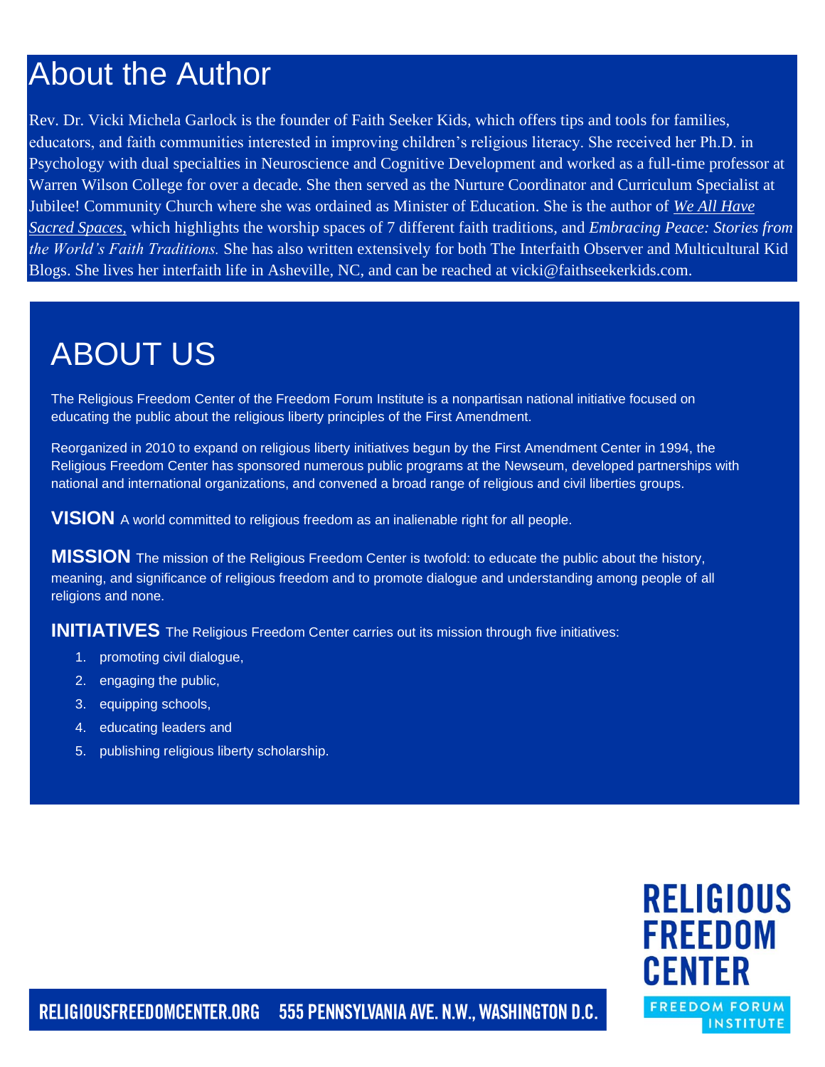# About the Author

Rev. Dr. Vicki Michela Garlock is the founder of Faith Seeker Kids, which offers tips and tools for families, educators, and faith communities interested in improving children's religious literacy. She received her Ph.D. in Psychology with dual specialties in Neuroscience and Cognitive Development and worked as a full-time professor at Warren Wilson College for over a decade. She then served as the Nurture Coordinator and Curriculum Specialist at Jubilee! Community Church where she was ordained as Minister of Education. She is the author of *We All Have Sacred Spaces,* which highlights the worship spaces of 7 different faith traditions, and *Embracing Peace: Stories from the World's Faith Traditions.* She has also written extensively for both The Interfaith Observer and Multicultural Kid Blogs. She lives her interfaith life in Asheville, NC, and can be reached at vicki@faithseekerkids.com.

# ABOUT US

The Religious Freedom Center of the Freedom Forum Institute is a nonpartisan national initiative focused on educating the public about the religious liberty principles of the First Amendment.

Reorganized in 2010 to expand on religious liberty initiatives begun by the First Amendment Center in 1994, the Religious Freedom Center has sponsored numerous public programs at the Newseum, developed partnerships with national and international organizations, and convened a broad range of religious and civil liberties groups.

**VISION** A world committed to religious freedom as an inalienable right for all people.

**MISSION** The mission of the Religious Freedom Center is twofold: to educate the public about the history, meaning, and significance of religious freedom and to promote dialogue and understanding among people of all religions and none.

**INITIATIVES** The Religious Freedom Center carries out its mission through five initiatives:

1. promoting civil dialogue,
2. engaging the public,
3. equipping schools,
4. educating leaders and
5. publishing religious liberty scholarship.

RELIGIOUS FREEDOM CENTER

FREEDOM FORUM INSTITUTE

RELIGIOUSFREEDOMCENTER.ORG 555 PENNSYLVANIA AVE. N.W., WASHINGTON D.C.